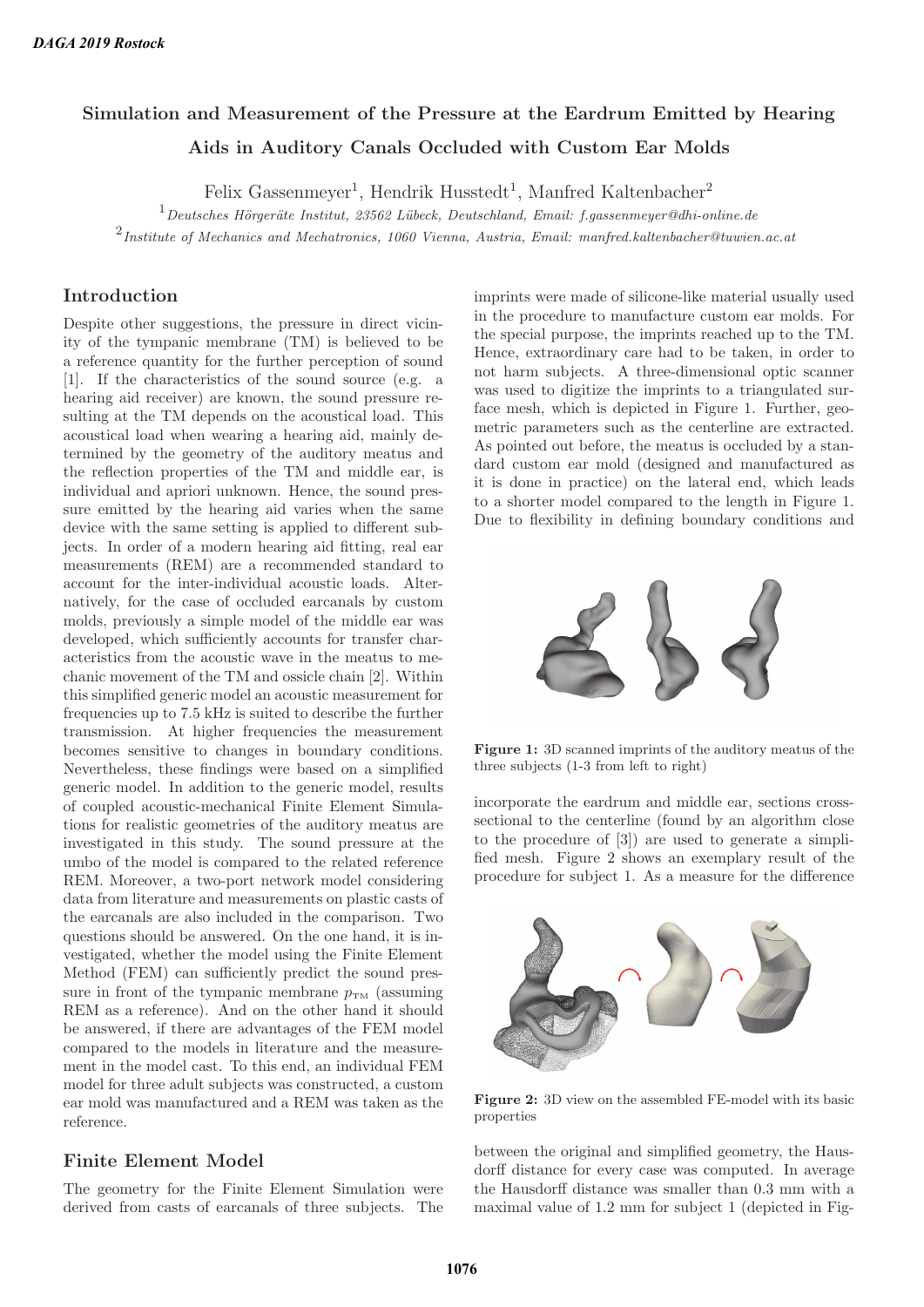# Simulation and Measurement of the Pressure at the Eardrum Emitted by Hearing Aids in Auditory Canals Occluded with Custom Ear Molds

Felix Gassenmeyer[1], Hendrik Husstedt[1], Manfred Kaltenbacher[2]

[1] *Deutsches Hörgeräte Institut, 23562 Lübeck, Deutschland, Email: f.gassenmeyer@dhi-online.de*

[2] *Institute of Mechanics and Mechatronics, 1060 Vienna, Austria, Email: manfred.kaltenbacher@tuwien.ac.at*

## Introduction

Despite other suggestions, the pressure in direct vicinity of the tympanic membrane (TM) is believed to be a reference quantity for the further perception of sound [1]. If the characteristics of the sound source (e.g. a hearing aid receiver) are known, the sound pressure resulting at the TM depends on the acoustical load. This acoustical load when wearing a hearing aid, mainly determined by the geometry of the auditory meatus and the reflection properties of the TM and middle ear, is individual and apriori unknown. Hence, the sound pressure emitted by the hearing aid varies when the same device with the same setting is applied to different subjects. In order of a modern hearing aid fitting, real ear measurements (REM) are a recommended standard to account for the inter-individual acoustic loads. Alternatively, for the case of occluded earcanals by custom molds, previously a simple model of the middle ear was developed, which sufficiently accounts for transfer characteristics from the acoustic wave in the meatus to mechanic movement of the TM and ossicle chain [2]. Within this simplified generic model an acoustic measurement for frequencies up to 7.5 kHz is suited to describe the further transmission. At higher frequencies the measurement becomes sensitive to changes in boundary conditions. Nevertheless, these findings were based on a simplified generic model. In addition to the generic model, results of coupled acoustic-mechanical Finite Element Simulations for realistic geometries of the auditory meatus are investigated in this study. The sound pressure at the umbo of the model is compared to the related reference REM. Moreover, a two-port network model considering data from literature and measurements on plastic casts of the earcanals are also included in the comparison. Two questions should be answered. On the one hand, it is investigated, whether the model using the Finite Element Method (FEM) can sufficiently predict the sound pressure in front of the tympanic membrane $p_{\mathrm{TM}}$ (assuming REM as a reference). And on the other hand it should be answered, if there are advantages of the FEM model compared to the models in literature and the measurement in the model cast. To this end, an individual FEM model for three adult subjects was constructed, a custom ear mold was manufactured and a REM was taken as the reference.

## Finite Element Model

The geometry for the Finite Element Simulation were derived from casts of earcanals of three subjects. The imprints were made of silicone-like material usually used in the procedure to manufacture custom ear molds. For the special purpose, the imprints reached up to the TM. Hence, extraordinary care had to be taken, in order to not harm subjects. A three-dimensional optic scanner was used to digitize the imprints to a triangulated surface mesh, which is depicted in Figure 1. Further, geometric parameters such as the centerline are extracted. As pointed out before, the meatus is occluded by a standard custom ear mold (designed and manufactured as it is done in practice) on the lateral end, which leads to a shorter model compared to the length in Figure 1. Due to flexibility in defining boundary conditions and

**Figure 1:** 3D scanned imprints of the auditory meatus of the three subjects (1-3 from left to right)

incorporate the eardrum and middle ear, sections cross-sectional to the centerline (found by an algorithm close to the procedure of [3]) are used to generate a simplified mesh. Figure 2 shows an exemplary result of the procedure for subject 1. As a measure for the difference

**Figure 2:** 3D view on the assembled FE-model with its basic properties

between the original and simplified geometry, the Hausdorff distance for every case was computed. In average the Hausdorff distance was smaller than 0.3 mm with a maximal value of 1.2 mm for subject 1 (depicted in Fig-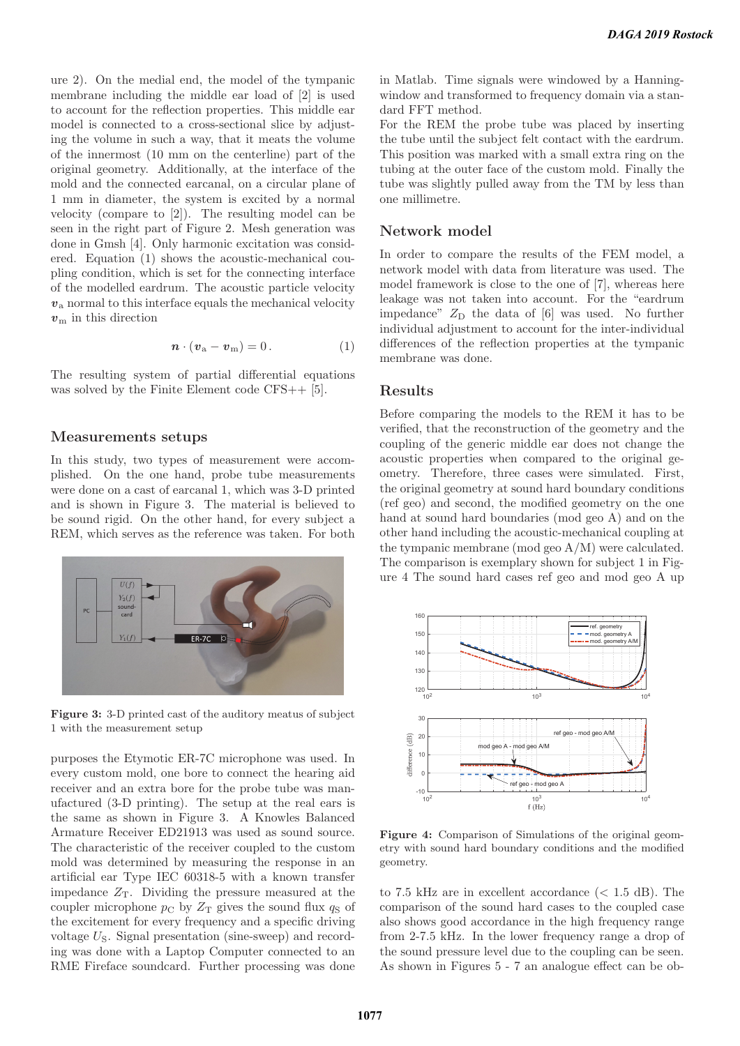ure 2). On the medial end, the model of the tympanic membrane including the middle ear load of [2] is used to account for the reflection properties. This middle ear model is connected to a cross-sectional slice by adjusting the volume in such a way, that it meats the volume of the innermost (10 mm on the centerline) part of the original geometry. Additionally, at the interface of the mold and the connected earcanal, on a circular plane of 1 mm in diameter, the system is excited by a normal velocity (compare to [2]). The resulting model can be seen in the right part of Figure 2. Mesh generation was done in Gmsh [4]. Only harmonic excitation was considered. Equation (1) shows the acoustic-mechanical coupling condition, which is set for the connecting interface of the modelled eardrum. The acoustic particle velocity $\boldsymbol{v}_\mathrm{a}$ normal to this interface equals the mechanical velocity $\boldsymbol{v}_\mathrm{m}$ in this direction

$$\boldsymbol{n} \cdot (\boldsymbol{v}_\mathrm{a} - \boldsymbol{v}_\mathrm{m}) = 0\,. \qquad (1)$$

The resulting system of partial differential equations was solved by the Finite Element code CFS++ [5].

## Measurements setups

In this study, two types of measurement were accomplished. On the one hand, probe tube measurements were done on a cast of earcanal 1, which was 3-D printed and is shown in Figure 3. The material is believed to be sound rigid. On the other hand, for every subject a REM, which serves as the reference was taken. For both purposes the Etymotic ER-7C microphone was used. In every custom mold, one bore to connect the hearing aid receiver and an extra bore for the probe tube was manufactured (3-D printing). The setup at the real ears is the same as shown in Figure 3. A Knowles Balanced Armature Receiver ED21913 was used as sound source. The characteristic of the receiver coupled to the custom mold was determined by measuring the response in an artificial ear Type IEC 60318-5 with a known transfer impedance $Z_\mathrm{T}$. Dividing the pressure measured at the coupler microphone $p_\mathrm{C}$ by $Z_\mathrm{T}$ gives the sound flux $q_\mathrm{S}$ of the excitement for every frequency and a specific driving voltage $U_\mathrm{S}$. Signal presentation (sine-sweep) and recording was done with a Laptop Computer connected to an RME Fireface soundcard. Further processing was done in Matlab. Time signals were windowed by a Hanning-window and transformed to frequency domain via a standard FFT method.

**Figure 3:** 3-D printed cast of the auditory meatus of subject 1 with the measurement setup

For the REM the probe tube was placed by inserting the tube until the subject felt contact with the eardrum. This position was marked with a small extra ring on the tubing at the outer face of the custom mold. Finally the tube was slightly pulled away from the TM by less than one millimetre.

## Network model

In order to compare the results of the FEM model, a network model with data from literature was used. The model framework is close to the one of [7], whereas here leakage was not taken into account. For the "eardrum impedance" $Z_\mathrm{D}$ the data of [6] was used. No further individual adjustment to account for the inter-individual differences of the reflection properties at the tympanic membrane was done.

## Results

Before comparing the models to the REM it has to be verified, that the reconstruction of the geometry and the coupling of the generic middle ear does not change the acoustic properties when compared to the original geometry. Therefore, three cases were simulated. First, the original geometry at sound hard boundary conditions (ref geo) and second, the modified geometry on the one hand at sound hard boundaries (mod geo A) and on the other hand including the acoustic-mechanical coupling at the tympanic membrane (mod geo A/M) were calculated. The comparison is exemplary shown for subject 1 in Figure 4 The sound hard cases ref geo and mod geo A up to 7.5 kHz are in excellent accordance (< 1.5 dB). The comparison of the sound hard cases to the coupled case also shows good accordance in the high frequency range from 2-7.5 kHz. In the lower frequency range a drop of the sound pressure level due to the coupling can be seen. As shown in Figures 5 - 7 an analogue effect can be ob-

**Figure 4:** Comparison of Simulations of the original geometry with sound hard boundary conditions and the modified geometry.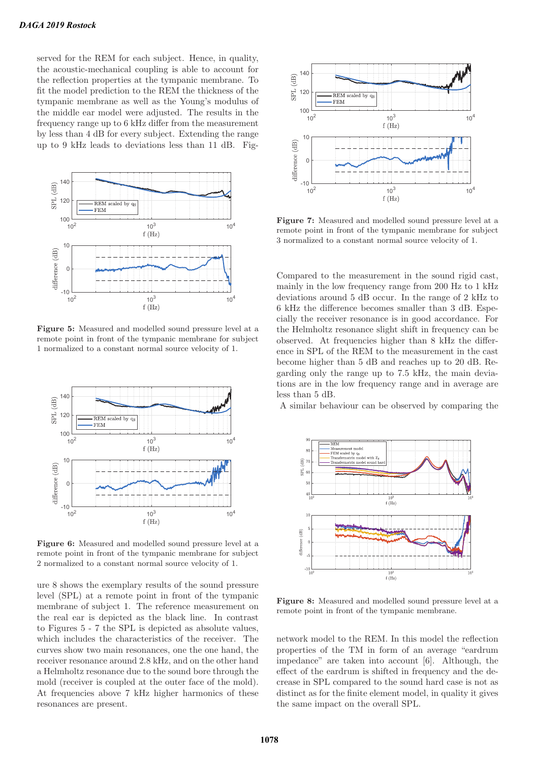served for the REM for each subject. Hence, in quality, the acoustic-mechanical coupling is able to account for the reflection properties at the tympanic membrane. To fit the model prediction to the REM the thickness of the tympanic membrane as well as the Young's modulus of the middle ear model were adjusted. The results in the frequency range up to 6 kHz differ from the measurement by less than 4 dB for every subject. Extending the range up to 9 kHz leads to deviations less than 11 dB. Figure 8 shows the exemplary results of the sound pressure level (SPL) at a remote point in front of the tympanic membrane of subject 1. The reference measurement on the real ear is depicted as the black line. In contrast to Figures 5 - 7 the SPL is depicted as absolute values, which includes the characteristics of the receiver. The curves show two main resonances, one the one hand, the receiver resonance around 2.8 kHz, and on the other hand a Helmholtz resonance due to the sound bore through the mold (receiver is coupled at the outer face of the mold). At frequencies above 7 kHz higher harmonics of these resonances are present.

**Figure 5:** Measured and modelled sound pressure level at a remote point in front of the tympanic membrane for subject 1 normalized to a constant normal source velocity of 1.

**Figure 6:** Measured and modelled sound pressure level at a remote point in front of the tympanic membrane for subject 2 normalized to a constant normal source velocity of 1.

**Figure 7:** Measured and modelled sound pressure level at a remote point in front of the tympanic membrane for subject 3 normalized to a constant normal source velocity of 1.

Compared to the measurement in the sound rigid cast, mainly in the low frequency range from 200 Hz to 1 kHz deviations around 5 dB occur. In the range of 2 kHz to 6 kHz the difference becomes smaller than 3 dB. Especially the receiver resonance is in good accordance. For the Helmholtz resonance slight shift in frequency can be observed. At frequencies higher than 8 kHz the difference in SPL of the REM to the measurement in the cast become higher than 5 dB and reaches up to 20 dB. Regarding only the range up to 7.5 kHz, the main deviations are in the low frequency range and in average are less than 5 dB.

A similar behaviour can be observed by comparing the network model to the REM. In this model the reflection properties of the TM in form of an average "eardrum impedance" are taken into account [6]. Although, the effect of the eardrum is shifted in frequency and the decrease in SPL compared to the sound hard case is not as distinct as for the finite element model, in quality it gives the same impact on the overall SPL.

**Figure 8:** Measured and modelled sound pressure level at a remote point in front of the tympanic membrane.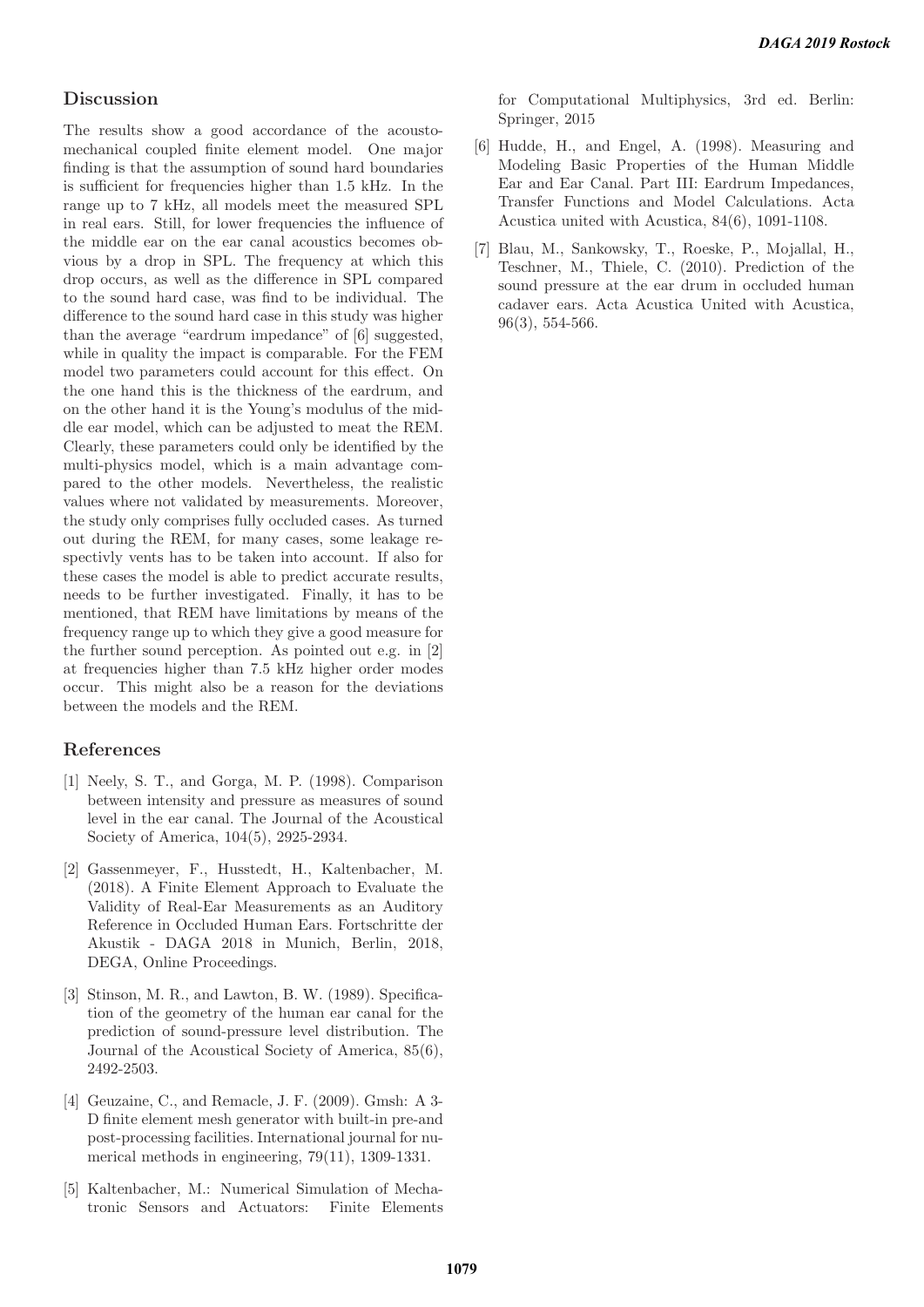## Discussion

The results show a good accordance of the acousto-mechanical coupled finite element model. One major finding is that the assumption of sound hard boundaries is sufficient for frequencies higher than 1.5 kHz. In the range up to 7 kHz, all models meet the measured SPL in real ears. Still, for lower frequencies the influence of the middle ear on the ear canal acoustics becomes obvious by a drop in SPL. The frequency at which this drop occurs, as well as the difference in SPL compared to the sound hard case, was find to be individual. The difference to the sound hard case in this study was higher than the average "eardrum impedance" of [6] suggested, while in quality the impact is comparable. For the FEM model two parameters could account for this effect. On the one hand this is the thickness of the eardrum, and on the other hand it is the Young's modulus of the middle ear model, which can be adjusted to meat the REM. Clearly, these parameters could only be identified by the multi-physics model, which is a main advantage compared to the other models. Nevertheless, the realistic values where not validated by measurements. Moreover, the study only comprises fully occluded cases. As turned out during the REM, for many cases, some leakage respectivly vents has to be taken into account. If also for these cases the model is able to predict accurate results, needs to be further investigated. Finally, it has to be mentioned, that REM have limitations by means of the frequency range up to which they give a good measure for the further sound perception. As pointed out e.g. in [2] at frequencies higher than 7.5 kHz higher order modes occur. This might also be a reason for the deviations between the models and the REM.

## References

[1] Neely, S. T., and Gorga, M. P. (1998). Comparison between intensity and pressure as measures of sound level in the ear canal. The Journal of the Acoustical Society of America, 104(5), 2925-2934.

[2] Gassenmeyer, F., Husstedt, H., Kaltenbacher, M. (2018). A Finite Element Approach to Evaluate the Validity of Real-Ear Measurements as an Auditory Reference in Occluded Human Ears. Fortschritte der Akustik - DAGA 2018 in Munich, Berlin, 2018, DEGA, Online Proceedings.

[3] Stinson, M. R., and Lawton, B. W. (1989). Specification of the geometry of the human ear canal for the prediction of sound-pressure level distribution. The Journal of the Acoustical Society of America, 85(6), 2492-2503.

[4] Geuzaine, C., and Remacle, J. F. (2009). Gmsh: A 3-D finite element mesh generator with built-in pre-and post-processing facilities. International journal for numerical methods in engineering, 79(11), 1309-1331.

[5] Kaltenbacher, M.: Numerical Simulation of Mechatronic Sensors and Actuators: Finite Elements for Computational Multiphysics, 3rd ed. Berlin: Springer, 2015

[6] Hudde, H., and Engel, A. (1998). Measuring and Modeling Basic Properties of the Human Middle Ear and Ear Canal. Part III: Eardrum Impedances, Transfer Functions and Model Calculations. Acta Acustica united with Acustica, 84(6), 1091-1108.

[7] Blau, M., Sankowsky, T., Roeske, P., Mojallal, H., Teschner, M., Thiele, C. (2010). Prediction of the sound pressure at the ear drum in occluded human cadaver ears. Acta Acustica United with Acustica, 96(3), 554-566.